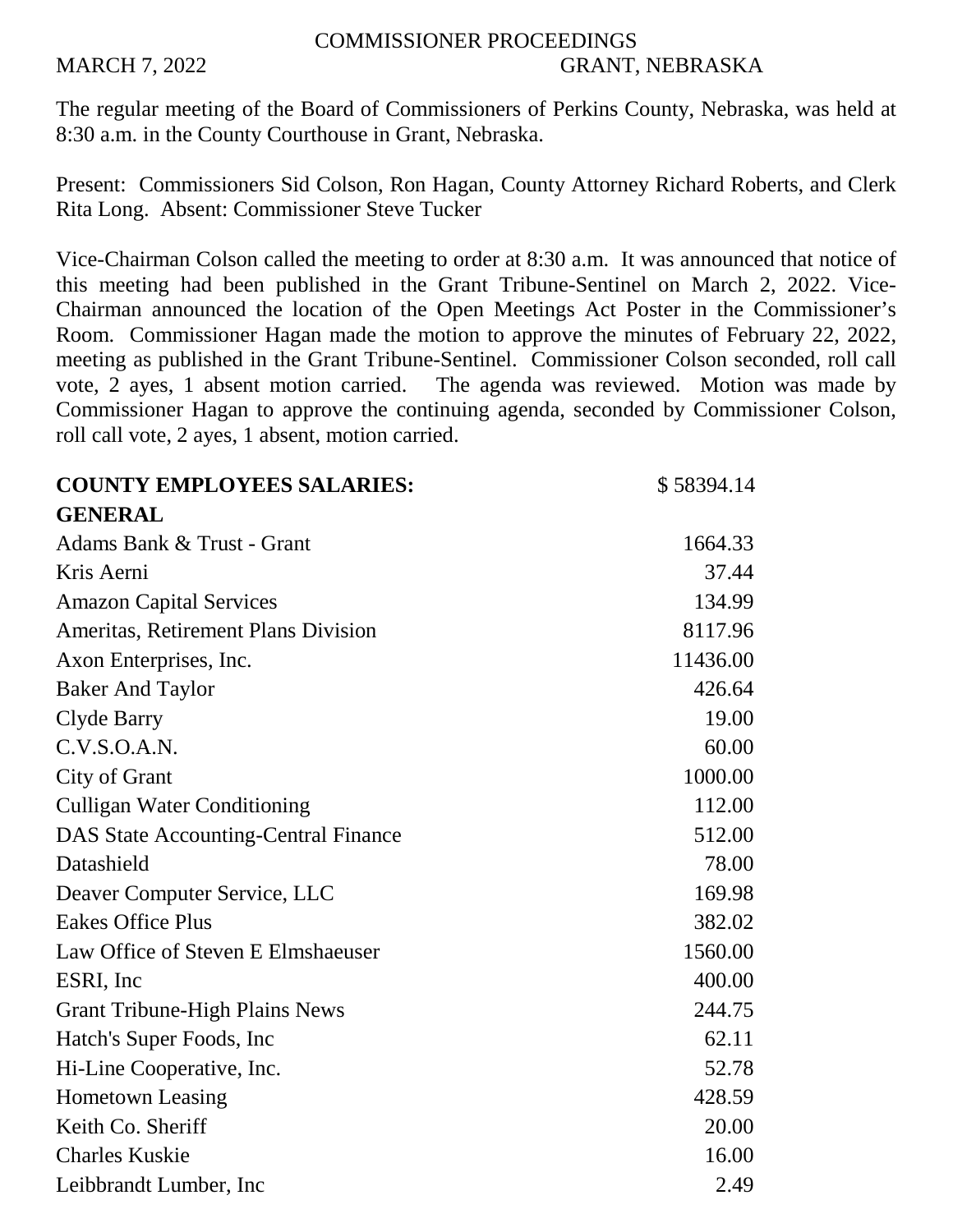# COMMISSIONER PROCEEDINGS

MARCH 7, 2022 GRANT, NEBRASKA

The regular meeting of the Board of Commissioners of Perkins County, Nebraska, was held at 8:30 a.m. in the County Courthouse in Grant, Nebraska.

Present: Commissioners Sid Colson, Ron Hagan, County Attorney Richard Roberts, and Clerk Rita Long. Absent: Commissioner Steve Tucker

Vice-Chairman Colson called the meeting to order at 8:30 a.m. It was announced that notice of this meeting had been published in the Grant Tribune-Sentinel on March 2, 2022. Vice-Chairman announced the location of the Open Meetings Act Poster in the Commissioner's Room. Commissioner Hagan made the motion to approve the minutes of February 22, 2022, meeting as published in the Grant Tribune-Sentinel. Commissioner Colson seconded, roll call vote, 2 ayes, 1 absent motion carried. The agenda was reviewed. Motion was made by Commissioner Hagan to approve the continuing agenda, seconded by Commissioner Colson, roll call vote, 2 ayes, 1 absent, motion carried.

| **COUNTY EMPLOYEES SALARIES:** | $ 58394.14 |
|---|---|
| **GENERAL** | |
| Adams Bank & Trust - Grant | 1664.33 |
| Kris Aerni | 37.44 |
| Amazon Capital Services | 134.99 |
| Ameritas, Retirement Plans Division | 8117.96 |
| Axon Enterprises, Inc. | 11436.00 |
| Baker And Taylor | 426.64 |
| Clyde Barry | 19.00 |
| C.V.S.O.A.N. | 60.00 |
| City of Grant | 1000.00 |
| Culligan Water Conditioning | 112.00 |
| DAS State Accounting-Central Finance | 512.00 |
| Datashield | 78.00 |
| Deaver Computer Service, LLC | 169.98 |
| Eakes Office Plus | 382.02 |
| Law Office of Steven E Elmshaeuser | 1560.00 |
| ESRI, Inc | 400.00 |
| Grant Tribune-High Plains News | 244.75 |
| Hatch's Super Foods, Inc | 62.11 |
| Hi-Line Cooperative, Inc. | 52.78 |
| Hometown Leasing | 428.59 |
| Keith Co. Sheriff | 20.00 |
| Charles Kuskie | 16.00 |
| Leibbrandt Lumber, Inc | 2.49 |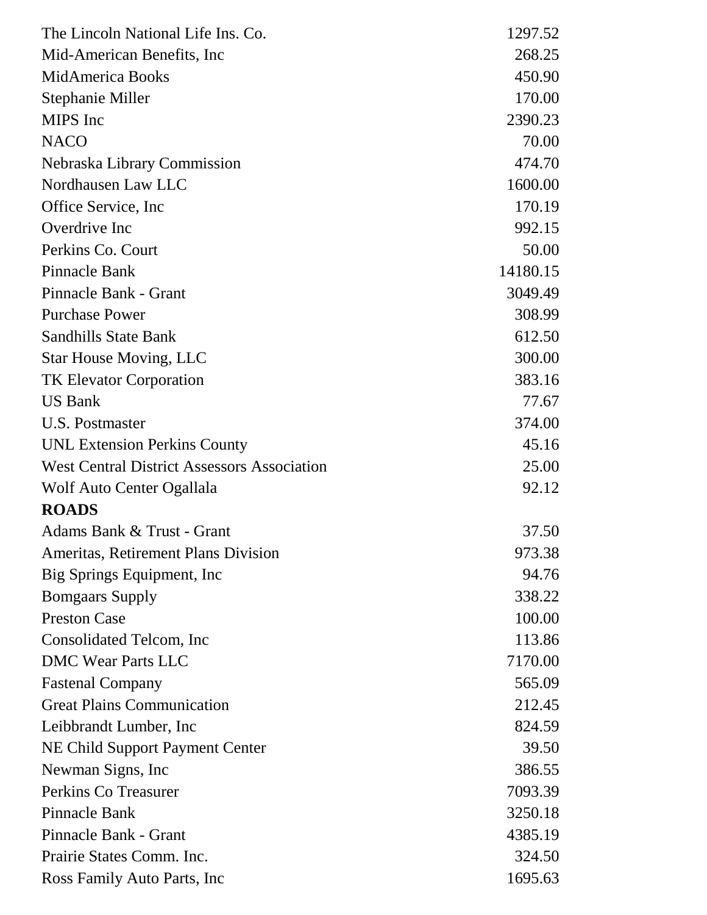| | |
|---|---:|
| The Lincoln National Life Ins. Co. | 1297.52 |
| Mid-American Benefits, Inc | 268.25 |
| MidAmerica Books | 450.90 |
| Stephanie Miller | 170.00 |
| MIPS Inc | 2390.23 |
| NACO | 70.00 |
| Nebraska Library Commission | 474.70 |
| Nordhausen Law LLC | 1600.00 |
| Office Service, Inc | 170.19 |
| Overdrive Inc | 992.15 |
| Perkins Co. Court | 50.00 |
| Pinnacle Bank | 14180.15 |
| Pinnacle Bank - Grant | 3049.49 |
| Purchase Power | 308.99 |
| Sandhills State Bank | 612.50 |
| Star House Moving, LLC | 300.00 |
| TK Elevator Corporation | 383.16 |
| US Bank | 77.67 |
| U.S. Postmaster | 374.00 |
| UNL Extension Perkins County | 45.16 |
| West Central District Assessors Association | 25.00 |
| Wolf Auto Center Ogallala | 92.12 |
| **ROADS** | |
| Adams Bank & Trust - Grant | 37.50 |
| Ameritas, Retirement Plans Division | 973.38 |
| Big Springs Equipment, Inc | 94.76 |
| Bomgaars Supply | 338.22 |
| Preston Case | 100.00 |
| Consolidated Telcom, Inc | 113.86 |
| DMC Wear Parts LLC | 7170.00 |
| Fastenal Company | 565.09 |
| Great Plains Communication | 212.45 |
| Leibbrandt Lumber, Inc | 824.59 |
| NE Child Support Payment Center | 39.50 |
| Newman Signs, Inc | 386.55 |
| Perkins Co Treasurer | 7093.39 |
| Pinnacle Bank | 3250.18 |
| Pinnacle Bank - Grant | 4385.19 |
| Prairie States Comm. Inc. | 324.50 |
| Ross Family Auto Parts, Inc | 1695.63 |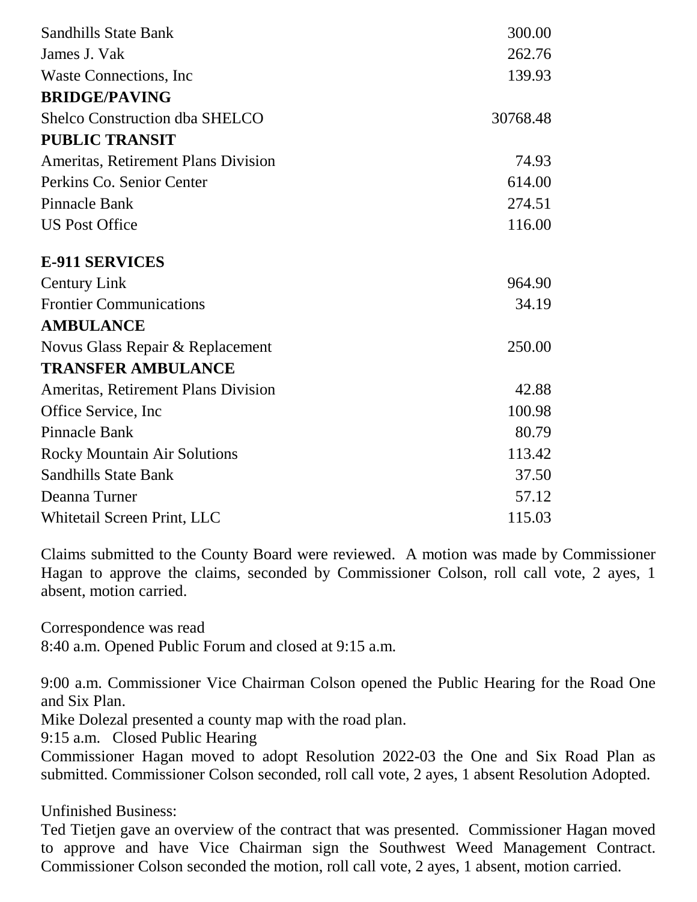| | |
|---|---|
| Sandhills State Bank | 300.00 |
| James J. Vak | 262.76 |
| Waste Connections, Inc | 139.93 |
| **BRIDGE/PAVING** | |
| Shelco Construction dba SHELCO | 30768.48 |
| **PUBLIC TRANSIT** | |
| Ameritas, Retirement Plans Division | 74.93 |
| Perkins Co. Senior Center | 614.00 |
| Pinnacle Bank | 274.51 |
| US Post Office | 116.00 |
| **E-911 SERVICES** | |
| Century Link | 964.90 |
| Frontier Communications | 34.19 |
| **AMBULANCE** | |
| Novus Glass Repair & Replacement | 250.00 |
| **TRANSFER AMBULANCE** | |
| Ameritas, Retirement Plans Division | 42.88 |
| Office Service, Inc | 100.98 |
| Pinnacle Bank | 80.79 |
| Rocky Mountain Air Solutions | 113.42 |
| Sandhills State Bank | 37.50 |
| Deanna Turner | 57.12 |
| Whitetail Screen Print, LLC | 115.03 |

Claims submitted to the County Board were reviewed. A motion was made by Commissioner Hagan to approve the claims, seconded by Commissioner Colson, roll call vote, 2 ayes, 1 absent, motion carried.

Correspondence was read
8:40 a.m. Opened Public Forum and closed at 9:15 a.m.

9:00 a.m. Commissioner Vice Chairman Colson opened the Public Hearing for the Road One and Six Plan.
Mike Dolezal presented a county map with the road plan.
9:15 a.m. Closed Public Hearing
Commissioner Hagan moved to adopt Resolution 2022-03 the One and Six Road Plan as submitted. Commissioner Colson seconded, roll call vote, 2 ayes, 1 absent Resolution Adopted.

Unfinished Business:
Ted Tietjen gave an overview of the contract that was presented. Commissioner Hagan moved to approve and have Vice Chairman sign the Southwest Weed Management Contract. Commissioner Colson seconded the motion, roll call vote, 2 ayes, 1 absent, motion carried.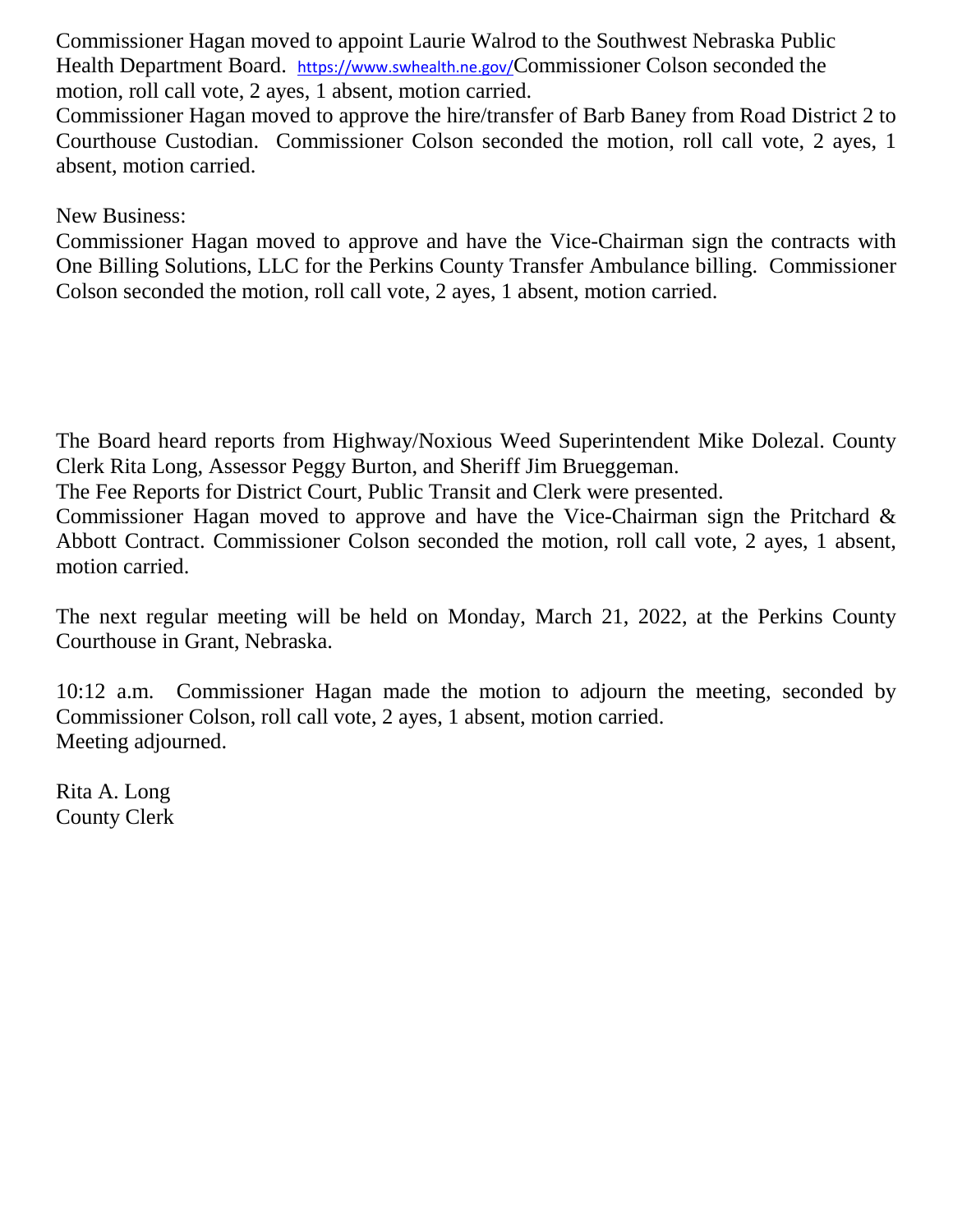Commissioner Hagan moved to appoint Laurie Walrod to the Southwest Nebraska Public Health Department Board. https://www.swhealth.ne.gov/Commissioner Colson seconded the motion, roll call vote, 2 ayes, 1 absent, motion carried.
Commissioner Hagan moved to approve the hire/transfer of Barb Baney from Road District 2 to Courthouse Custodian. Commissioner Colson seconded the motion, roll call vote, 2 ayes, 1 absent, motion carried.

New Business:
Commissioner Hagan moved to approve and have the Vice-Chairman sign the contracts with One Billing Solutions, LLC for the Perkins County Transfer Ambulance billing. Commissioner Colson seconded the motion, roll call vote, 2 ayes, 1 absent, motion carried.

The Board heard reports from Highway/Noxious Weed Superintendent Mike Dolezal. County Clerk Rita Long, Assessor Peggy Burton, and Sheriff Jim Brueggeman.
The Fee Reports for District Court, Public Transit and Clerk were presented.
Commissioner Hagan moved to approve and have the Vice-Chairman sign the Pritchard & Abbott Contract. Commissioner Colson seconded the motion, roll call vote, 2 ayes, 1 absent, motion carried.

The next regular meeting will be held on Monday, March 21, 2022, at the Perkins County Courthouse in Grant, Nebraska.

10:12 a.m. Commissioner Hagan made the motion to adjourn the meeting, seconded by Commissioner Colson, roll call vote, 2 ayes, 1 absent, motion carried.
Meeting adjourned.

Rita A. Long
County Clerk